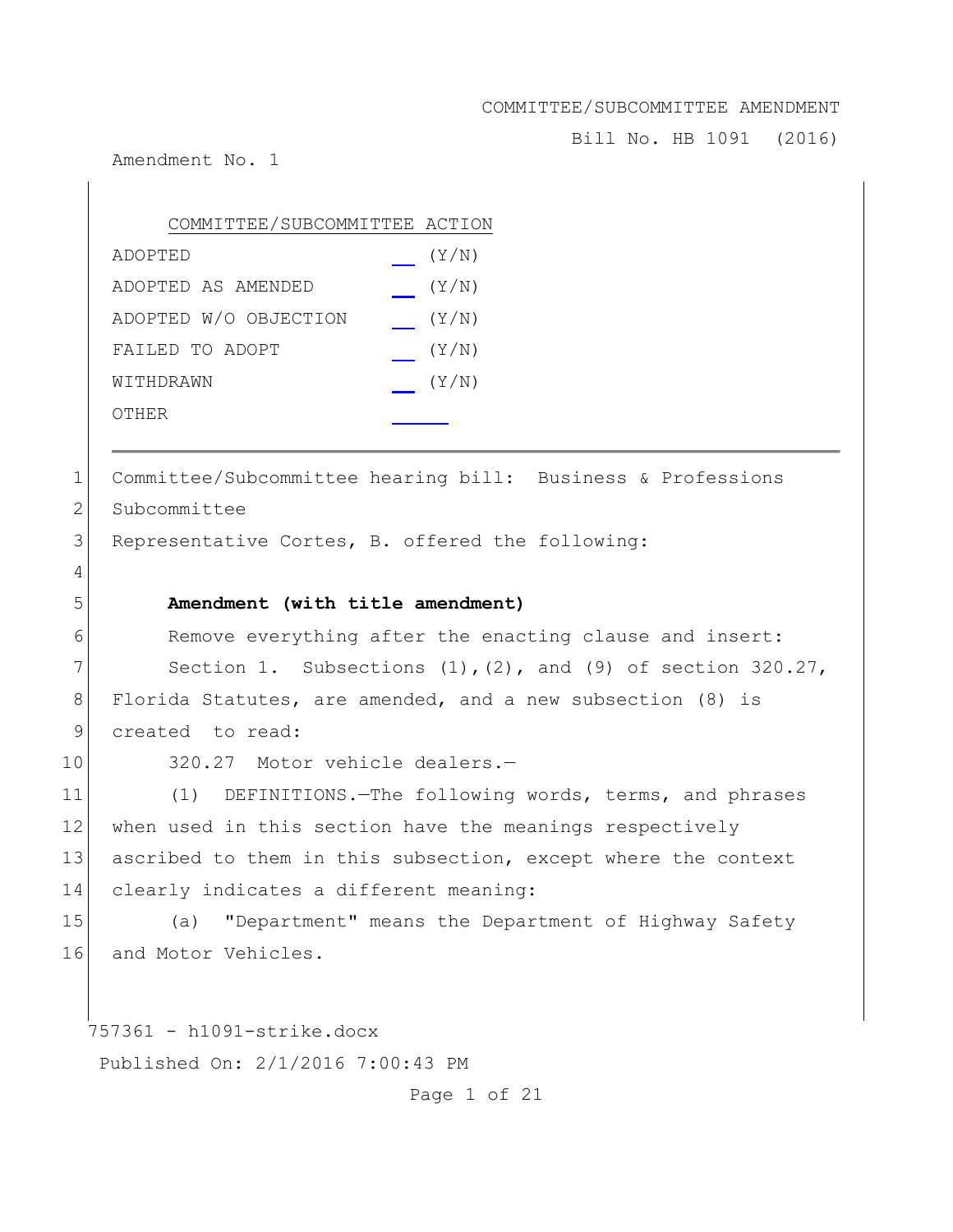COMMITTEE/SUBCOMMITTEE AMENDMENT

Bill No. HB 1091 (2016)

Amendment No. 1

COMMITTEE/SUBCOMMITTEE ACTION

| | |
|---|---|
| ADOPTED | ___ (Y/N) |
| ADOPTED AS AMENDED | ___ (Y/N) |
| ADOPTED W/O OBJECTION | ___ (Y/N) |
| FAILED TO ADOPT | ___ (Y/N) |
| WITHDRAWN | ___ (Y/N) |
| OTHER | ______ |

---

Committee/Subcommittee hearing bill: Business & Professions Subcommittee

Representative Cortes, B. offered the following:

**Amendment (with title amendment)**

Remove everything after the enacting clause and insert:

Section 1. Subsections (1),(2), and (9) of section 320.27, Florida Statutes, are amended, and a new subsection (8) is created to read:

320.27 Motor vehicle dealers.—

(1) DEFINITIONS.—The following words, terms, and phrases when used in this section have the meanings respectively ascribed to them in this subsection, except where the context clearly indicates a different meaning:

(a) "Department" means the Department of Highway Safety and Motor Vehicles.

757361 - h1091-strike.docx

Published On: 2/1/2016 7:00:43 PM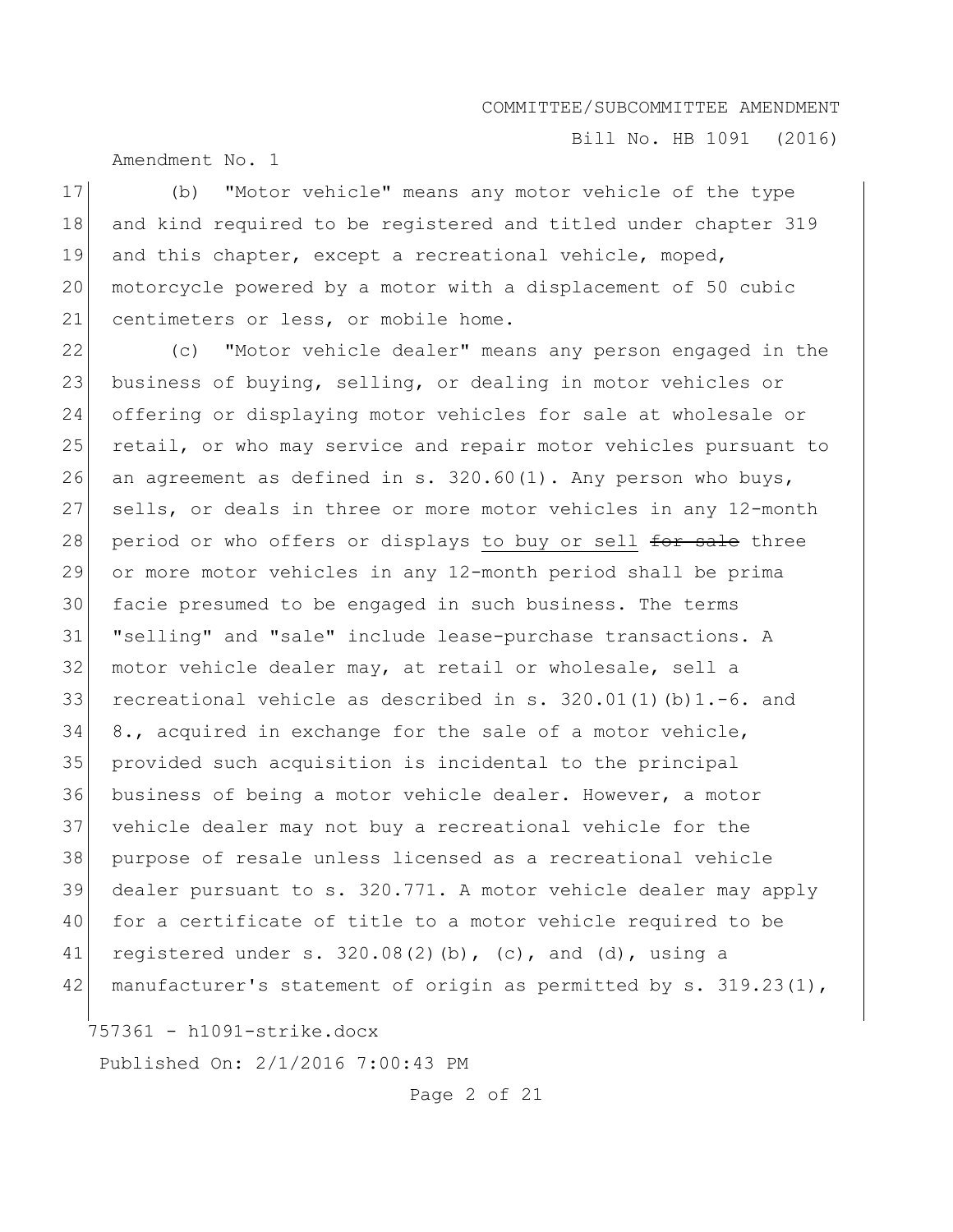(b) "Motor vehicle" means any motor vehicle of the type and kind required to be registered and titled under chapter 319 and this chapter, except a recreational vehicle, moped, motorcycle powered by a motor with a displacement of 50 cubic centimeters or less, or mobile home.

(c) "Motor vehicle dealer" means any person engaged in the business of buying, selling, or dealing in motor vehicles or offering or displaying motor vehicles for sale at wholesale or retail, or who may service and repair motor vehicles pursuant to an agreement as defined in s. 320.60(1). Any person who buys, sells, or deals in three or more motor vehicles in any 12-month period or who offers or displays <u>to buy or sell</u> ~~for sale~~ three or more motor vehicles in any 12-month period shall be prima facie presumed to be engaged in such business. The terms "selling" and "sale" include lease-purchase transactions. A motor vehicle dealer may, at retail or wholesale, sell a recreational vehicle as described in s. 320.01(1)(b)1.-6. and 8., acquired in exchange for the sale of a motor vehicle, provided such acquisition is incidental to the principal business of being a motor vehicle dealer. However, a motor vehicle dealer may not buy a recreational vehicle for the purpose of resale unless licensed as a recreational vehicle dealer pursuant to s. 320.771. A motor vehicle dealer may apply for a certificate of title to a motor vehicle required to be registered under s. 320.08(2)(b), (c), and (d), using a manufacturer's statement of origin as permitted by s. 319.23(1),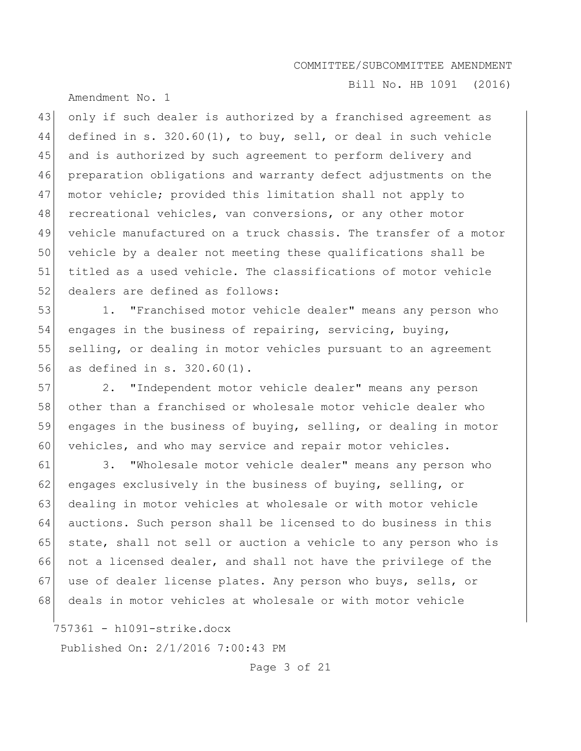only if such dealer is authorized by a franchised agreement as defined in s. 320.60(1), to buy, sell, or deal in such vehicle and is authorized by such agreement to perform delivery and preparation obligations and warranty defect adjustments on the motor vehicle; provided this limitation shall not apply to recreational vehicles, van conversions, or any other motor vehicle manufactured on a truck chassis. The transfer of a motor vehicle by a dealer not meeting these qualifications shall be titled as a used vehicle. The classifications of motor vehicle dealers are defined as follows:

1. "Franchised motor vehicle dealer" means any person who engages in the business of repairing, servicing, buying, selling, or dealing in motor vehicles pursuant to an agreement as defined in s. 320.60(1).

2. "Independent motor vehicle dealer" means any person other than a franchised or wholesale motor vehicle dealer who engages in the business of buying, selling, or dealing in motor vehicles, and who may service and repair motor vehicles.

3. "Wholesale motor vehicle dealer" means any person who engages exclusively in the business of buying, selling, or dealing in motor vehicles at wholesale or with motor vehicle auctions. Such person shall be licensed to do business in this state, shall not sell or auction a vehicle to any person who is not a licensed dealer, and shall not have the privilege of the use of dealer license plates. Any person who buys, sells, or deals in motor vehicles at wholesale or with motor vehicle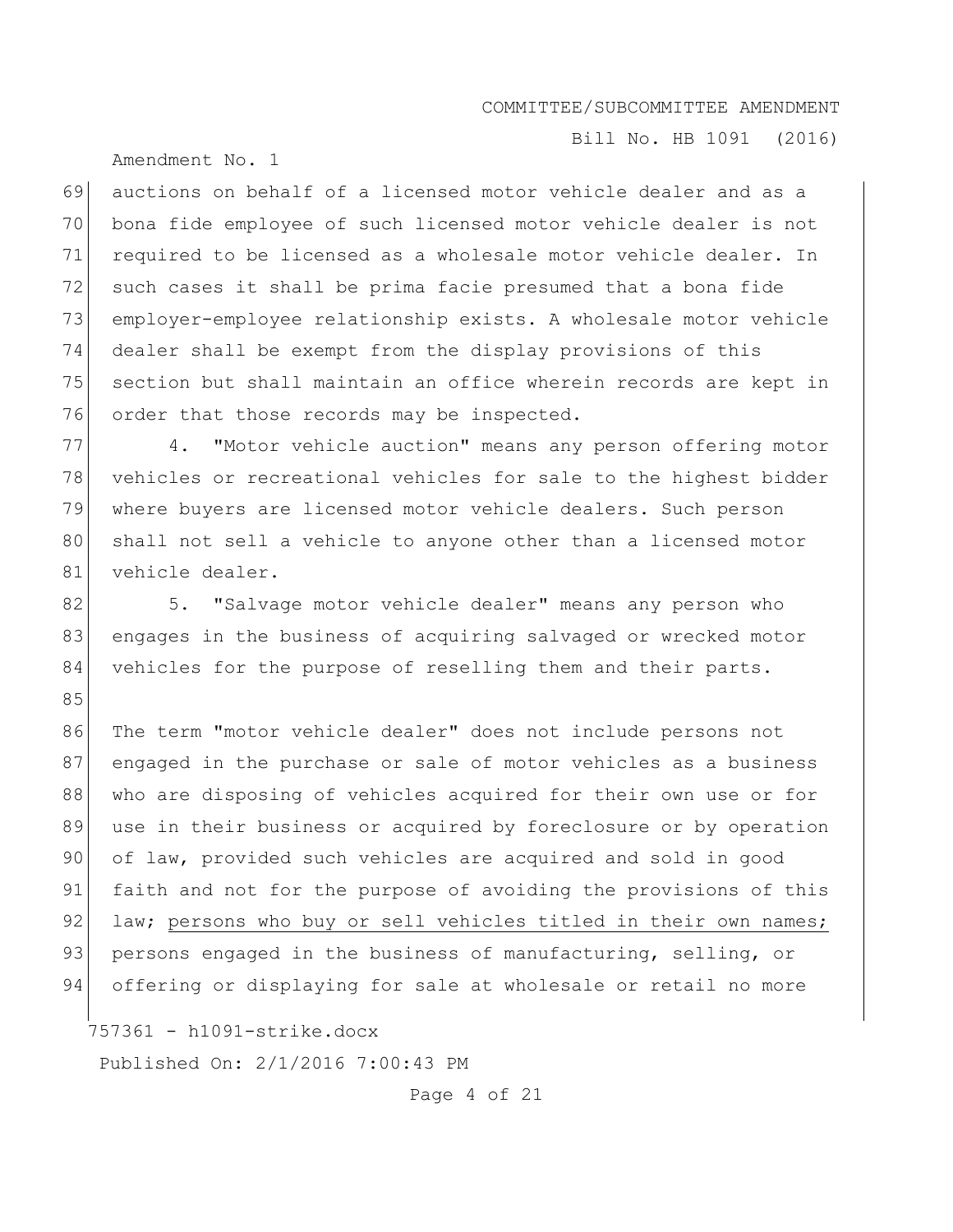auctions on behalf of a licensed motor vehicle dealer and as a bona fide employee of such licensed motor vehicle dealer is not required to be licensed as a wholesale motor vehicle dealer. In such cases it shall be prima facie presumed that a bona fide employer-employee relationship exists. A wholesale motor vehicle dealer shall be exempt from the display provisions of this section but shall maintain an office wherein records are kept in order that those records may be inspected.

4. "Motor vehicle auction" means any person offering motor vehicles or recreational vehicles for sale to the highest bidder where buyers are licensed motor vehicle dealers. Such person shall not sell a vehicle to anyone other than a licensed motor vehicle dealer.

5. "Salvage motor vehicle dealer" means any person who engages in the business of acquiring salvaged or wrecked motor vehicles for the purpose of reselling them and their parts.

The term "motor vehicle dealer" does not include persons not engaged in the purchase or sale of motor vehicles as a business who are disposing of vehicles acquired for their own use or for use in their business or acquired by foreclosure or by operation of law, provided such vehicles are acquired and sold in good faith and not for the purpose of avoiding the provisions of this law; <u>persons who buy or sell vehicles titled in their own names;</u> persons engaged in the business of manufacturing, selling, or offering or displaying for sale at wholesale or retail no more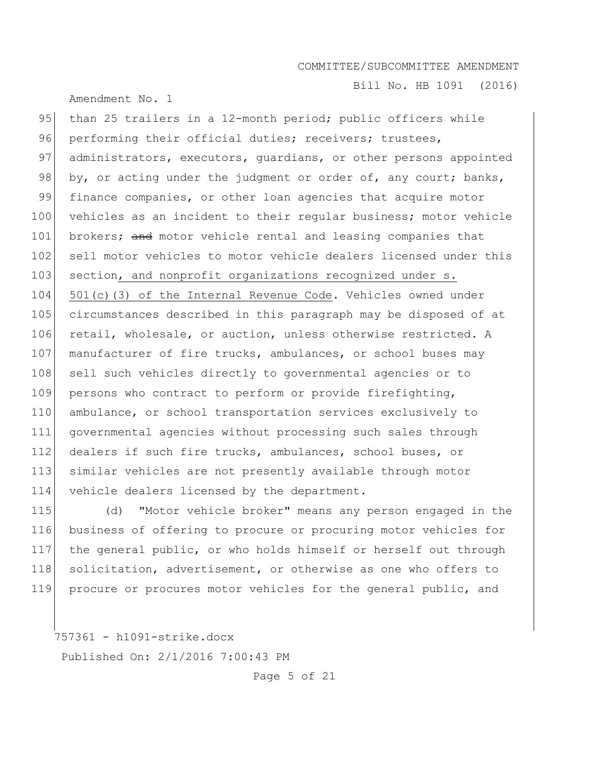than 25 trailers in a 12-month period; public officers while performing their official duties; receivers; trustees, administrators, executors, guardians, or other persons appointed by, or acting under the judgment or order of, any court; banks, finance companies, or other loan agencies that acquire motor vehicles as an incident to their regular business; motor vehicle brokers; ~~and~~ motor vehicle rental and leasing companies that sell motor vehicles to motor vehicle dealers licensed under this section, and nonprofit organizations recognized under s. 501(c)(3) of the Internal Revenue Code. Vehicles owned under circumstances described in this paragraph may be disposed of at retail, wholesale, or auction, unless otherwise restricted. A manufacturer of fire trucks, ambulances, or school buses may sell such vehicles directly to governmental agencies or to persons who contract to perform or provide firefighting, ambulance, or school transportation services exclusively to governmental agencies without processing such sales through dealers if such fire trucks, ambulances, school buses, or similar vehicles are not presently available through motor vehicle dealers licensed by the department.

(d) "Motor vehicle broker" means any person engaged in the business of offering to procure or procuring motor vehicles for the general public, or who holds himself or herself out through solicitation, advertisement, or otherwise as one who offers to procure or procures motor vehicles for the general public, and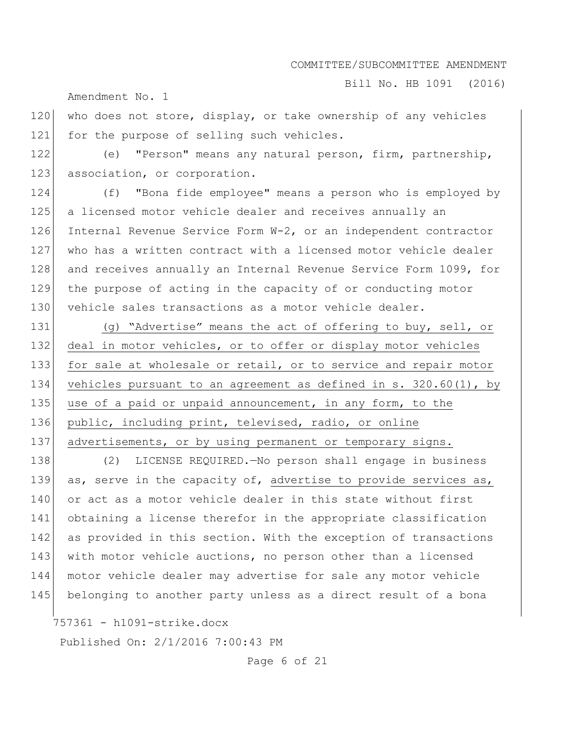who does not store, display, or take ownership of any vehicles for the purpose of selling such vehicles.

(e) "Person" means any natural person, firm, partnership, association, or corporation.

(f) "Bona fide employee" means a person who is employed by a licensed motor vehicle dealer and receives annually an Internal Revenue Service Form W-2, or an independent contractor who has a written contract with a licensed motor vehicle dealer and receives annually an Internal Revenue Service Form 1099, for the purpose of acting in the capacity of or conducting motor vehicle sales transactions as a motor vehicle dealer.

<u>(g) "Advertise" means the act of offering to buy, sell, or deal in motor vehicles, or to offer or display motor vehicles for sale at wholesale or retail, or to service and repair motor vehicles pursuant to an agreement as defined in s. 320.60(1), by use of a paid or unpaid announcement, in any form, to the public, including print, televised, radio, or online advertisements, or by using permanent or temporary signs.</u>

(2) LICENSE REQUIRED.—No person shall engage in business as, serve in the capacity of, <u>advertise to provide services as,</u> or act as a motor vehicle dealer in this state without first obtaining a license therefor in the appropriate classification as provided in this section. With the exception of transactions with motor vehicle auctions, no person other than a licensed motor vehicle dealer may advertise for sale any motor vehicle belonging to another party unless as a direct result of a bona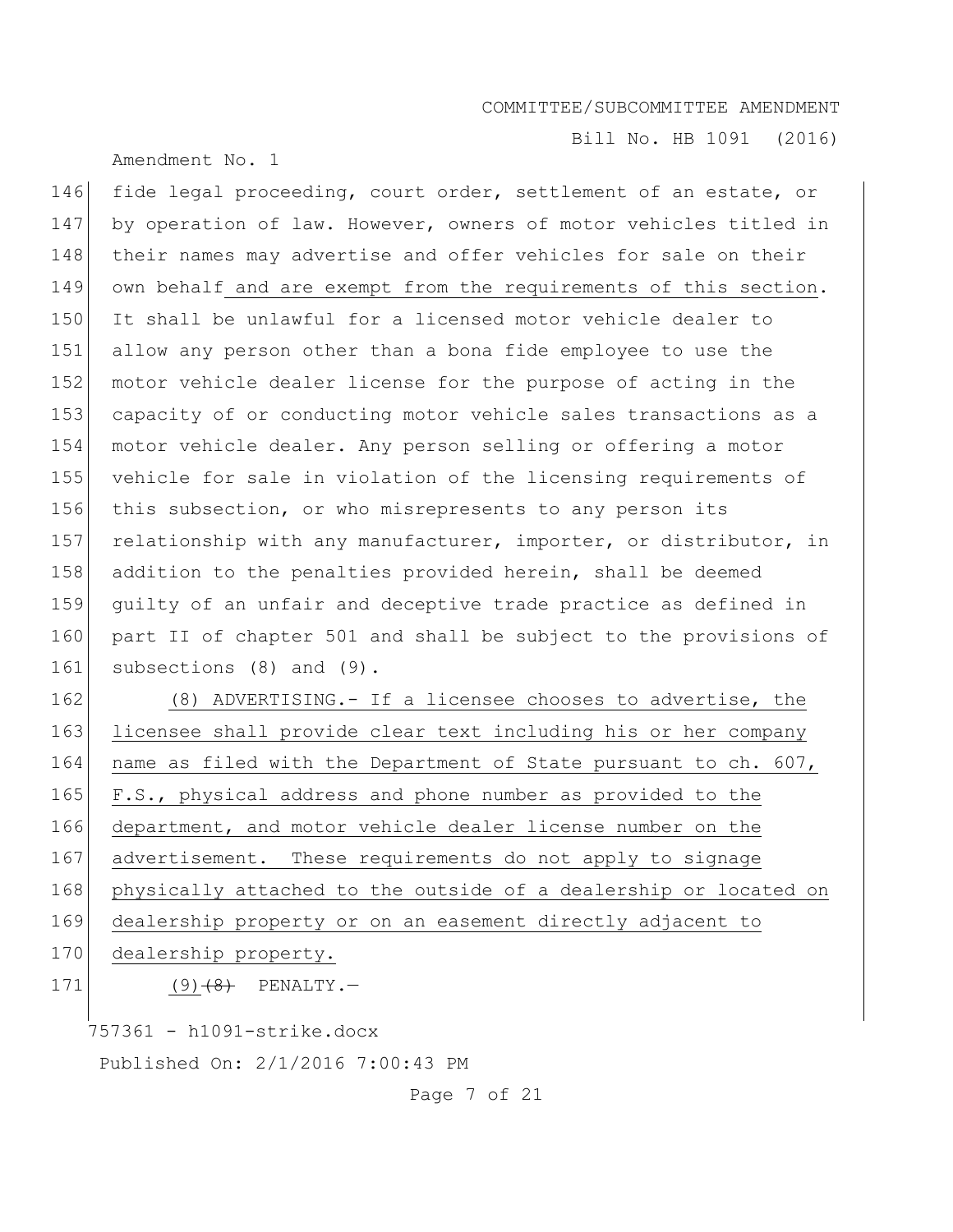fide legal proceeding, court order, settlement of an estate, or by operation of law. However, owners of motor vehicles titled in their names may advertise and offer vehicles for sale on their own behalf and are exempt from the requirements of this section. It shall be unlawful for a licensed motor vehicle dealer to allow any person other than a bona fide employee to use the motor vehicle dealer license for the purpose of acting in the capacity of or conducting motor vehicle sales transactions as a motor vehicle dealer. Any person selling or offering a motor vehicle for sale in violation of the licensing requirements of this subsection, or who misrepresents to any person its relationship with any manufacturer, importer, or distributor, in addition to the penalties provided herein, shall be deemed guilty of an unfair and deceptive trade practice as defined in part II of chapter 501 and shall be subject to the provisions of subsections (8) and (9).

(8) ADVERTISING.- If a licensee chooses to advertise, the licensee shall provide clear text including his or her company name as filed with the Department of State pursuant to ch. 607, F.S., physical address and phone number as provided to the department, and motor vehicle dealer license number on the advertisement. These requirements do not apply to signage physically attached to the outside of a dealership or located on dealership property or on an easement directly adjacent to dealership property.

(9) ~~(8)~~ PENALTY.—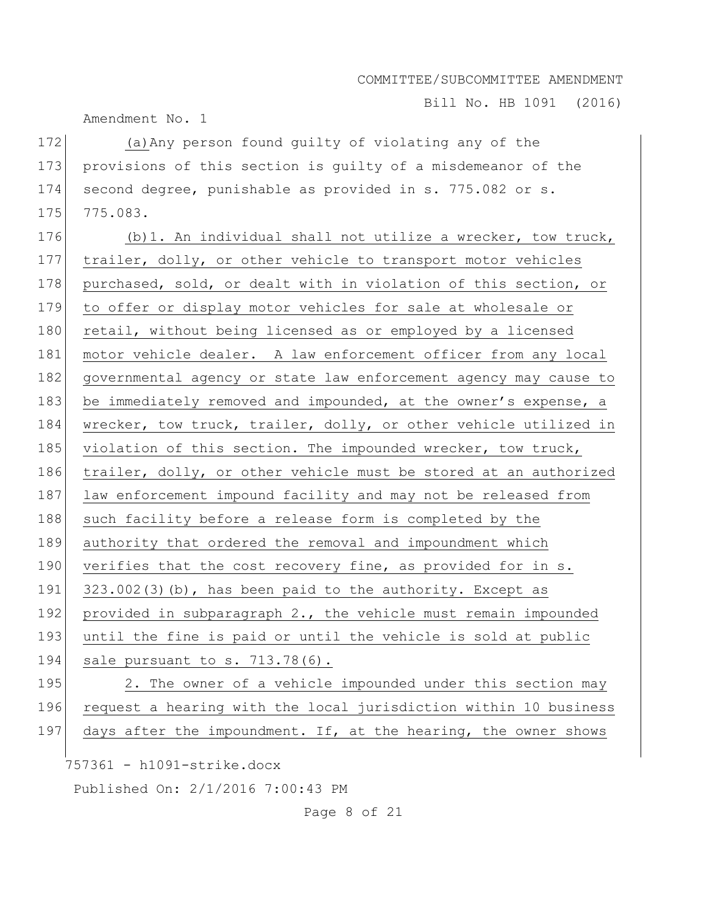(a) Any person found guilty of violating any of the provisions of this section is guilty of a misdemeanor of the second degree, punishable as provided in s. 775.082 or s. 775.083.

(b)1. An individual shall not utilize a wrecker, tow truck, trailer, dolly, or other vehicle to transport motor vehicles purchased, sold, or dealt with in violation of this section, or to offer or display motor vehicles for sale at wholesale or retail, without being licensed as or employed by a licensed motor vehicle dealer. A law enforcement officer from any local governmental agency or state law enforcement agency may cause to be immediately removed and impounded, at the owner's expense, a wrecker, tow truck, trailer, dolly, or other vehicle utilized in violation of this section. The impounded wrecker, tow truck, trailer, dolly, or other vehicle must be stored at an authorized law enforcement impound facility and may not be released from such facility before a release form is completed by the authority that ordered the removal and impoundment which verifies that the cost recovery fine, as provided for in s. 323.002(3)(b), has been paid to the authority. Except as provided in subparagraph 2., the vehicle must remain impounded until the fine is paid or until the vehicle is sold at public sale pursuant to s. 713.78(6).

2. The owner of a vehicle impounded under this section may request a hearing with the local jurisdiction within 10 business days after the impoundment. If, at the hearing, the owner shows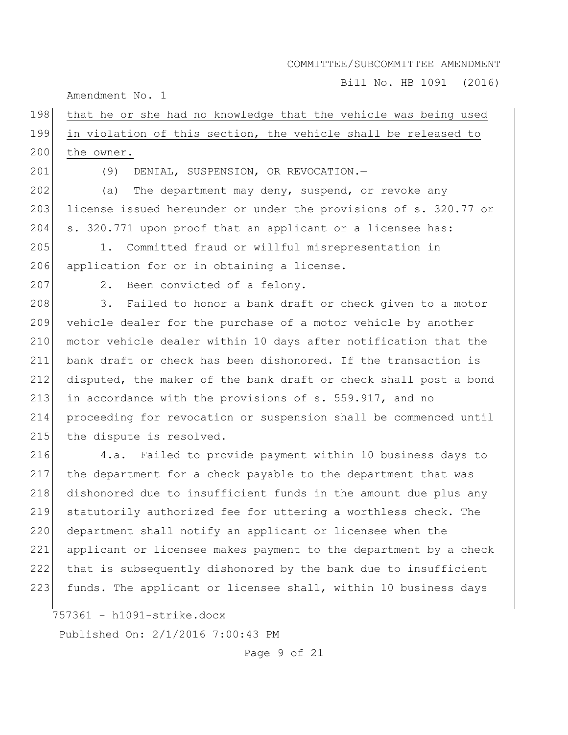that he or she had no knowledge that the vehicle was being used in violation of this section, the vehicle shall be released to the owner.

(9) DENIAL, SUSPENSION, OR REVOCATION.—

(a) The department may deny, suspend, or revoke any license issued hereunder or under the provisions of s. 320.77 or s. 320.771 upon proof that an applicant or a licensee has:

1. Committed fraud or willful misrepresentation in application for or in obtaining a license.

2. Been convicted of a felony.

3. Failed to honor a bank draft or check given to a motor vehicle dealer for the purchase of a motor vehicle by another motor vehicle dealer within 10 days after notification that the bank draft or check has been dishonored. If the transaction is disputed, the maker of the bank draft or check shall post a bond in accordance with the provisions of s. 559.917, and no proceeding for revocation or suspension shall be commenced until the dispute is resolved.

4.a. Failed to provide payment within 10 business days to the department for a check payable to the department that was dishonored due to insufficient funds in the amount due plus any statutorily authorized fee for uttering a worthless check. The department shall notify an applicant or licensee when the applicant or licensee makes payment to the department by a check that is subsequently dishonored by the bank due to insufficient funds. The applicant or licensee shall, within 10 business days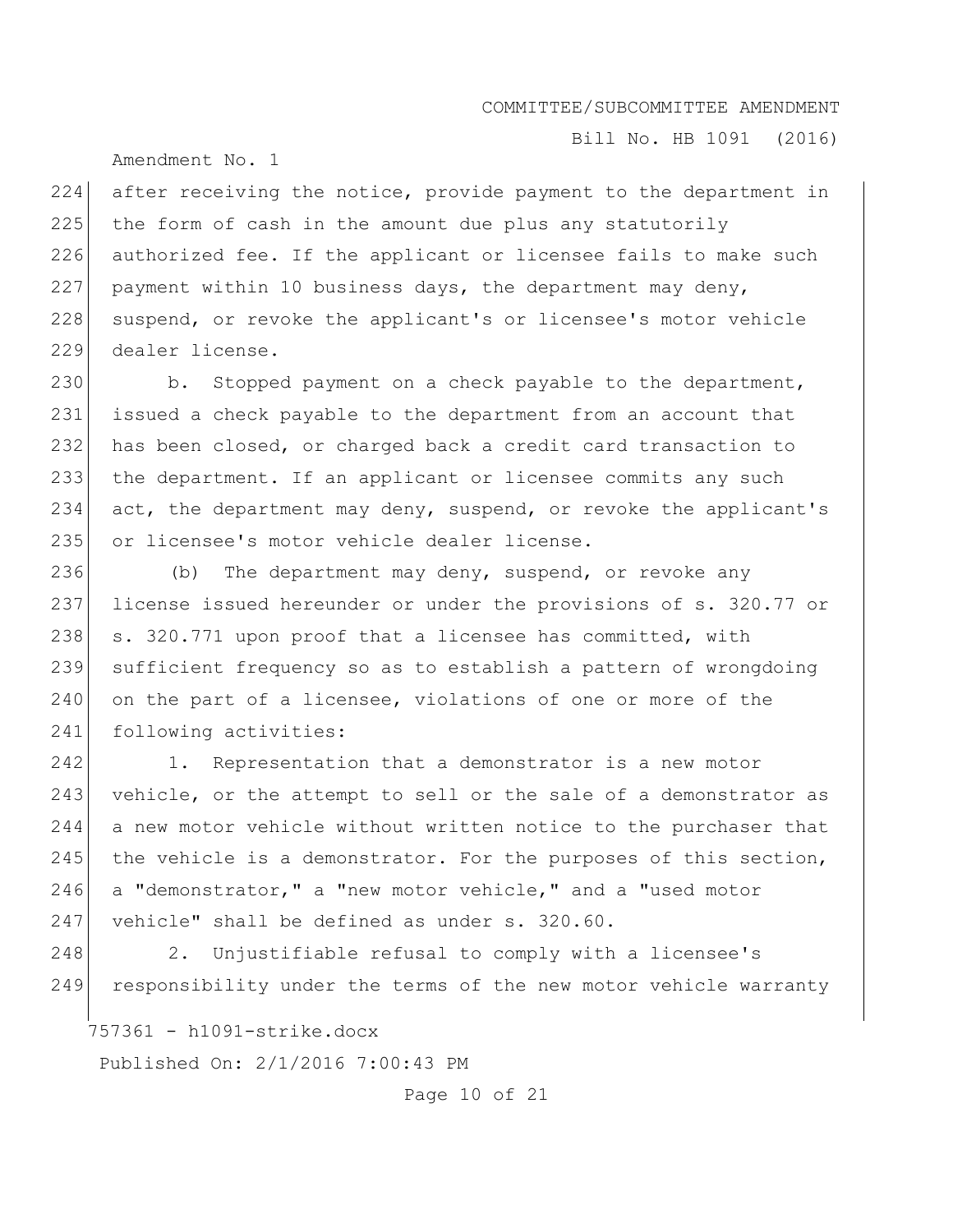after receiving the notice, provide payment to the department in the form of cash in the amount due plus any statutorily authorized fee. If the applicant or licensee fails to make such payment within 10 business days, the department may deny, suspend, or revoke the applicant's or licensee's motor vehicle dealer license.

b. Stopped payment on a check payable to the department, issued a check payable to the department from an account that has been closed, or charged back a credit card transaction to the department. If an applicant or licensee commits any such act, the department may deny, suspend, or revoke the applicant's or licensee's motor vehicle dealer license.

(b) The department may deny, suspend, or revoke any license issued hereunder or under the provisions of s. 320.77 or s. 320.771 upon proof that a licensee has committed, with sufficient frequency so as to establish a pattern of wrongdoing on the part of a licensee, violations of one or more of the following activities:

1. Representation that a demonstrator is a new motor vehicle, or the attempt to sell or the sale of a demonstrator as a new motor vehicle without written notice to the purchaser that the vehicle is a demonstrator. For the purposes of this section, a "demonstrator," a "new motor vehicle," and a "used motor vehicle" shall be defined as under s. 320.60.

2. Unjustifiable refusal to comply with a licensee's responsibility under the terms of the new motor vehicle warranty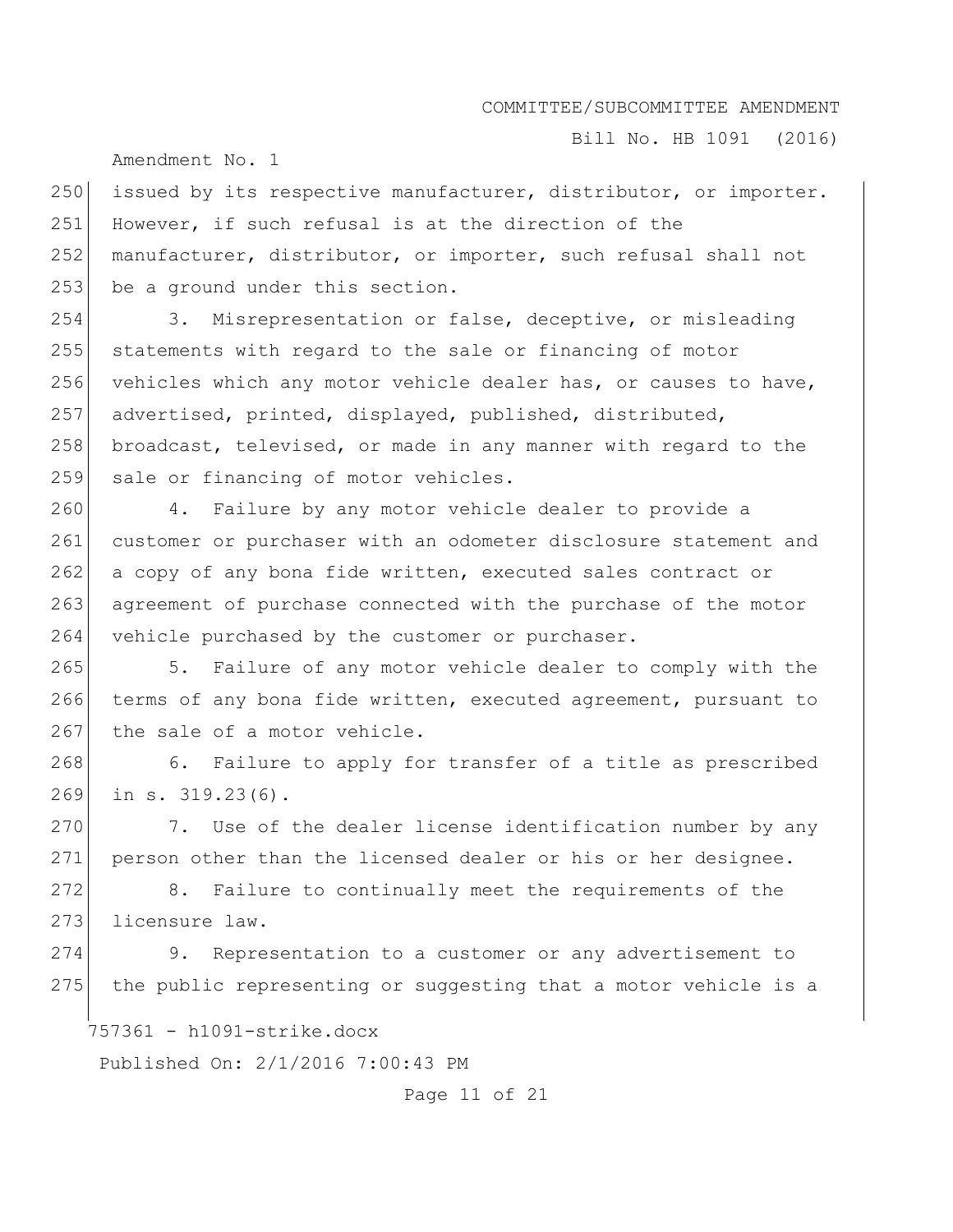issued by its respective manufacturer, distributor, or importer. However, if such refusal is at the direction of the manufacturer, distributor, or importer, such refusal shall not be a ground under this section.

3. Misrepresentation or false, deceptive, or misleading statements with regard to the sale or financing of motor vehicles which any motor vehicle dealer has, or causes to have, advertised, printed, displayed, published, distributed, broadcast, televised, or made in any manner with regard to the sale or financing of motor vehicles.

4. Failure by any motor vehicle dealer to provide a customer or purchaser with an odometer disclosure statement and a copy of any bona fide written, executed sales contract or agreement of purchase connected with the purchase of the motor vehicle purchased by the customer or purchaser.

5. Failure of any motor vehicle dealer to comply with the terms of any bona fide written, executed agreement, pursuant to the sale of a motor vehicle.

6. Failure to apply for transfer of a title as prescribed in s. 319.23(6).

7. Use of the dealer license identification number by any person other than the licensed dealer or his or her designee.

8. Failure to continually meet the requirements of the licensure law.

9. Representation to a customer or any advertisement to the public representing or suggesting that a motor vehicle is a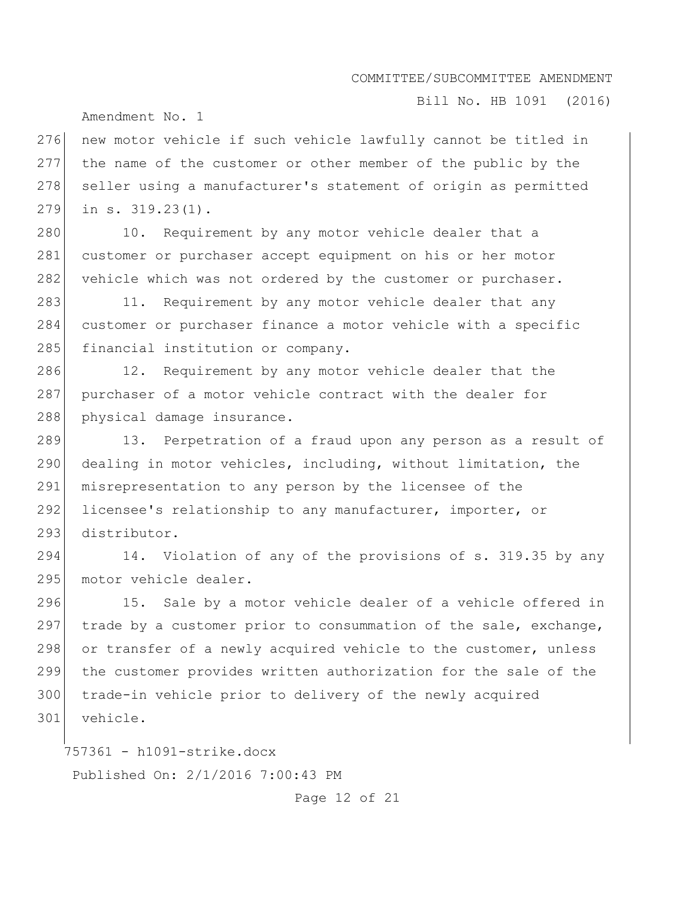new motor vehicle if such vehicle lawfully cannot be titled in the name of the customer or other member of the public by the seller using a manufacturer's statement of origin as permitted in s. 319.23(1).

10. Requirement by any motor vehicle dealer that a customer or purchaser accept equipment on his or her motor vehicle which was not ordered by the customer or purchaser.

11. Requirement by any motor vehicle dealer that any customer or purchaser finance a motor vehicle with a specific financial institution or company.

12. Requirement by any motor vehicle dealer that the purchaser of a motor vehicle contract with the dealer for physical damage insurance.

13. Perpetration of a fraud upon any person as a result of dealing in motor vehicles, including, without limitation, the misrepresentation to any person by the licensee of the licensee's relationship to any manufacturer, importer, or distributor.

14. Violation of any of the provisions of s. 319.35 by any motor vehicle dealer.

15. Sale by a motor vehicle dealer of a vehicle offered in trade by a customer prior to consummation of the sale, exchange, or transfer of a newly acquired vehicle to the customer, unless the customer provides written authorization for the sale of the trade-in vehicle prior to delivery of the newly acquired vehicle.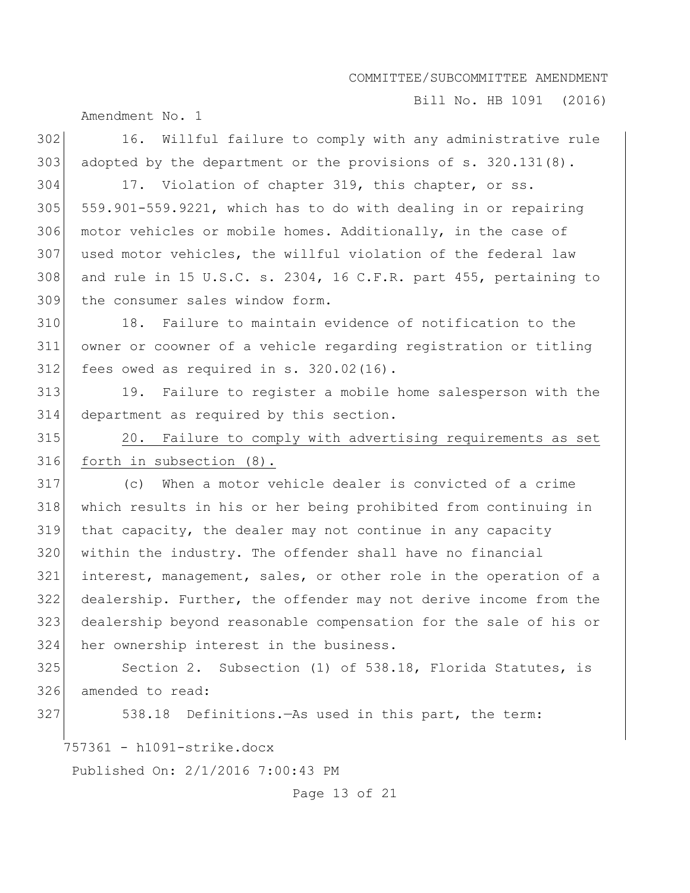16. Willful failure to comply with any administrative rule adopted by the department or the provisions of s. 320.131(8).

17. Violation of chapter 319, this chapter, or ss. 559.901-559.9221, which has to do with dealing in or repairing motor vehicles or mobile homes. Additionally, in the case of used motor vehicles, the willful violation of the federal law and rule in 15 U.S.C. s. 2304, 16 C.F.R. part 455, pertaining to the consumer sales window form.

18. Failure to maintain evidence of notification to the owner or coowner of a vehicle regarding registration or titling fees owed as required in s. 320.02(16).

19. Failure to register a mobile home salesperson with the department as required by this section.

<u>20. Failure to comply with advertising requirements as set forth in subsection (8).</u>

(c) When a motor vehicle dealer is convicted of a crime which results in his or her being prohibited from continuing in that capacity, the dealer may not continue in any capacity within the industry. The offender shall have no financial interest, management, sales, or other role in the operation of a dealership. Further, the offender may not derive income from the dealership beyond reasonable compensation for the sale of his or her ownership interest in the business.

Section 2. Subsection (1) of 538.18, Florida Statutes, is amended to read:

538.18 Definitions.—As used in this part, the term: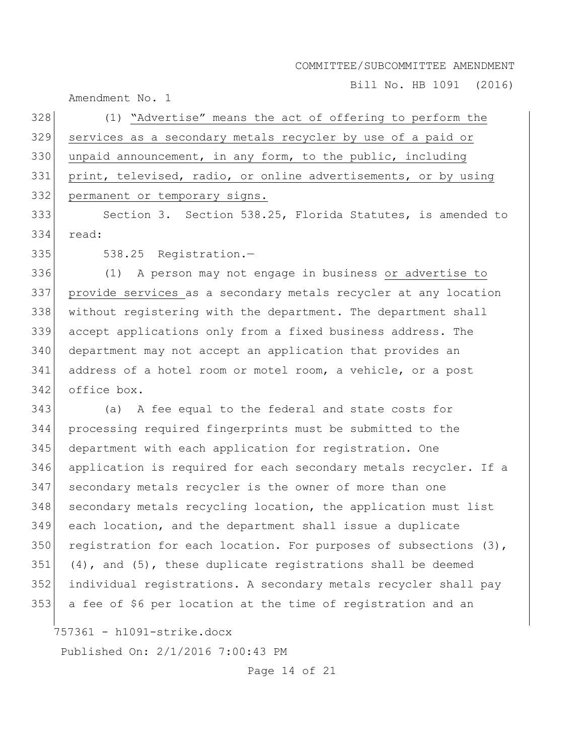(1) <u>"Advertise" means the act of offering to perform the services as a secondary metals recycler by use of a paid or unpaid announcement, in any form, to the public, including print, televised, radio, or online advertisements, or by using permanent or temporary signs.</u>

Section 3. Section 538.25, Florida Statutes, is amended to read:

538.25 Registration.—

(1) A person may not engage in business <u>or advertise to provide services</u> as a secondary metals recycler at any location without registering with the department. The department shall accept applications only from a fixed business address. The department may not accept an application that provides an address of a hotel room or motel room, a vehicle, or a post office box.

(a) A fee equal to the federal and state costs for processing required fingerprints must be submitted to the department with each application for registration. One application is required for each secondary metals recycler. If a secondary metals recycler is the owner of more than one secondary metals recycling location, the application must list each location, and the department shall issue a duplicate registration for each location. For purposes of subsections (3), (4), and (5), these duplicate registrations shall be deemed individual registrations. A secondary metals recycler shall pay a fee of $6 per location at the time of registration and an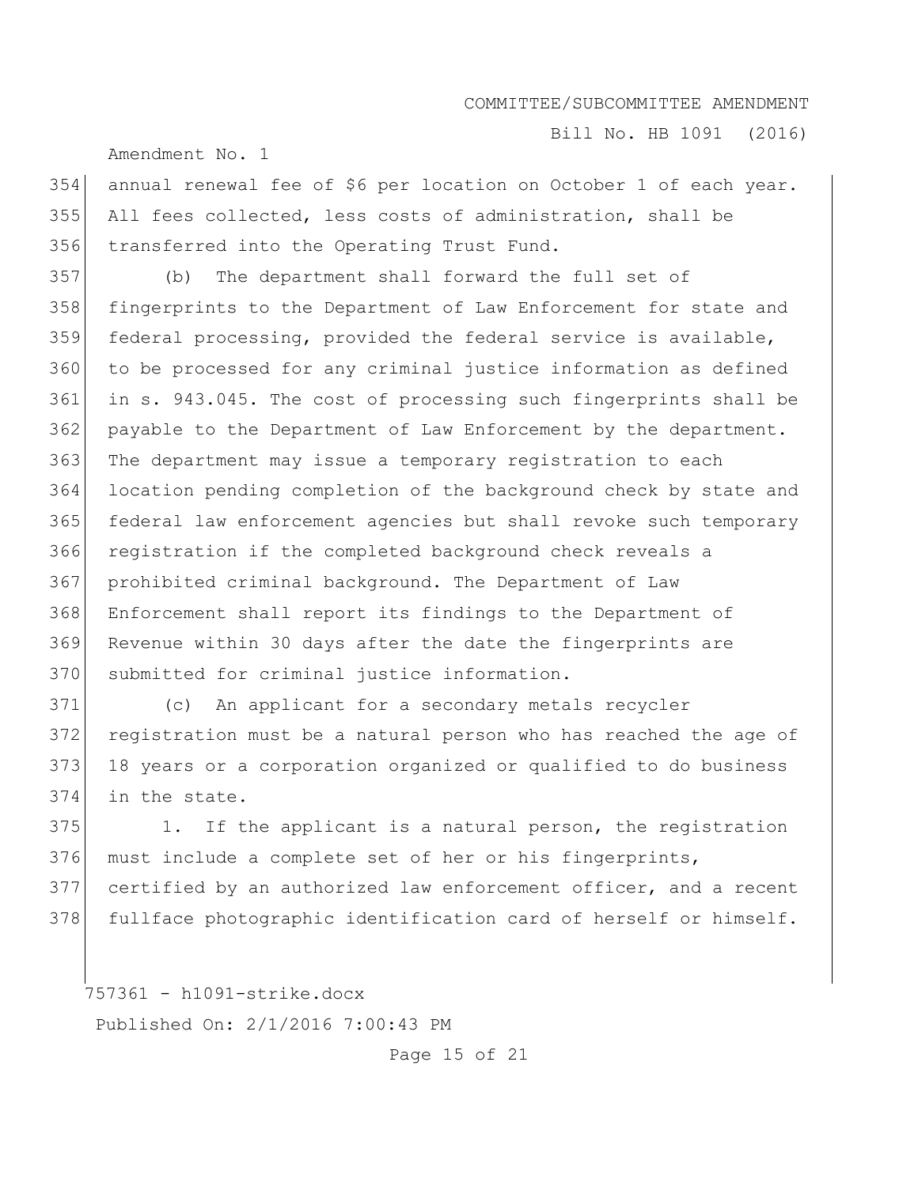annual renewal fee of $6 per location on October 1 of each year. All fees collected, less costs of administration, shall be transferred into the Operating Trust Fund.

(b) The department shall forward the full set of fingerprints to the Department of Law Enforcement for state and federal processing, provided the federal service is available, to be processed for any criminal justice information as defined in s. 943.045. The cost of processing such fingerprints shall be payable to the Department of Law Enforcement by the department. The department may issue a temporary registration to each location pending completion of the background check by state and federal law enforcement agencies but shall revoke such temporary registration if the completed background check reveals a prohibited criminal background. The Department of Law Enforcement shall report its findings to the Department of Revenue within 30 days after the date the fingerprints are submitted for criminal justice information.

(c) An applicant for a secondary metals recycler registration must be a natural person who has reached the age of 18 years or a corporation organized or qualified to do business in the state.

1. If the applicant is a natural person, the registration must include a complete set of her or his fingerprints, certified by an authorized law enforcement officer, and a recent fullface photographic identification card of herself or himself.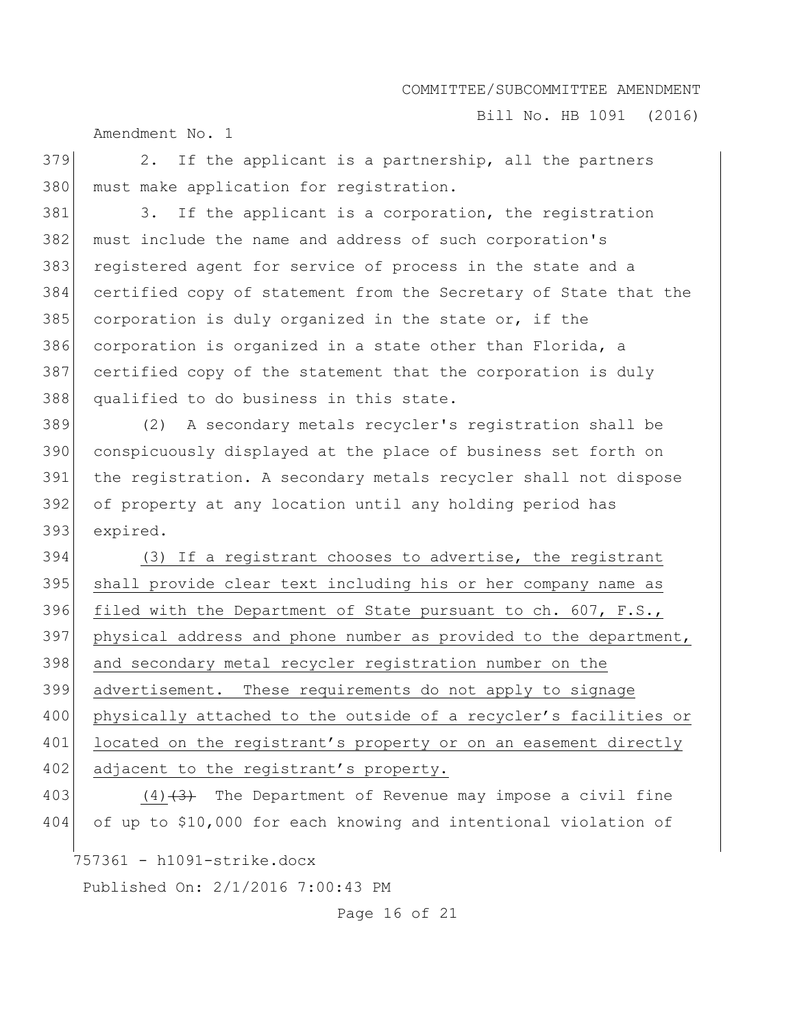2. If the applicant is a partnership, all the partners must make application for registration.

3. If the applicant is a corporation, the registration must include the name and address of such corporation's registered agent for service of process in the state and a certified copy of statement from the Secretary of State that the corporation is duly organized in the state or, if the corporation is organized in a state other than Florida, a certified copy of the statement that the corporation is duly qualified to do business in this state.

(2) A secondary metals recycler's registration shall be conspicuously displayed at the place of business set forth on the registration. A secondary metals recycler shall not dispose of property at any location until any holding period has expired.

<u>(3) If a registrant chooses to advertise, the registrant shall provide clear text including his or her company name as filed with the Department of State pursuant to ch. 607, F.S., physical address and phone number as provided to the department, and secondary metal recycler registration number on the advertisement. These requirements do not apply to signage physically attached to the outside of a recycler's facilities or located on the registrant's property or on an easement directly adjacent to the registrant's property.</u>

<u>(4)</u>~~(3)~~ The Department of Revenue may impose a civil fine of up to $10,000 for each knowing and intentional violation of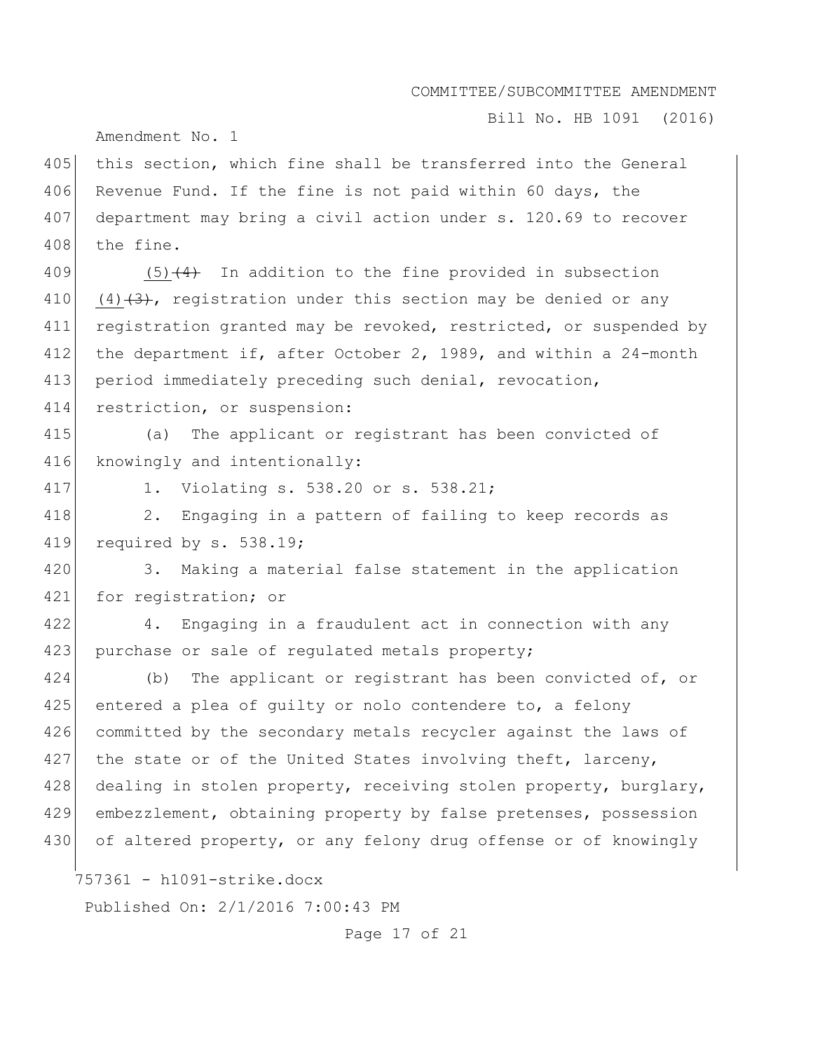this section, which fine shall be transferred into the General Revenue Fund. If the fine is not paid within 60 days, the department may bring a civil action under s. 120.69 to recover the fine.

(5)~~(4)~~ In addition to the fine provided in subsection (4)~~(3)~~, registration under this section may be denied or any registration granted may be revoked, restricted, or suspended by the department if, after October 2, 1989, and within a 24-month period immediately preceding such denial, revocation, restriction, or suspension:

(a) The applicant or registrant has been convicted of knowingly and intentionally:

1. Violating s. 538.20 or s. 538.21;

2. Engaging in a pattern of failing to keep records as required by s. 538.19;

3. Making a material false statement in the application for registration; or

4. Engaging in a fraudulent act in connection with any purchase or sale of regulated metals property;

(b) The applicant or registrant has been convicted of, or entered a plea of guilty or nolo contendere to, a felony committed by the secondary metals recycler against the laws of the state or of the United States involving theft, larceny, dealing in stolen property, receiving stolen property, burglary, embezzlement, obtaining property by false pretenses, possession of altered property, or any felony drug offense or of knowingly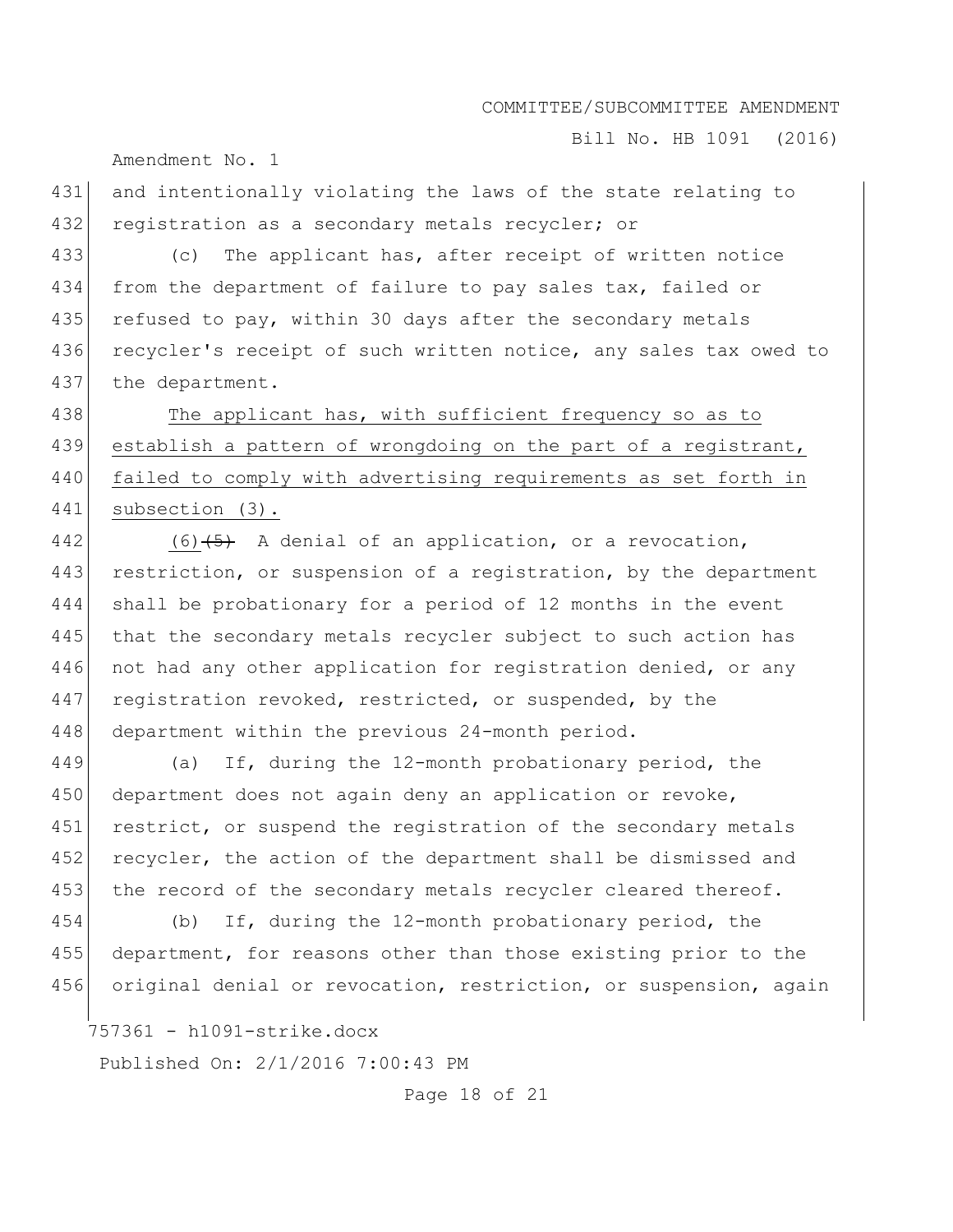and intentionally violating the laws of the state relating to registration as a secondary metals recycler; or

(c) The applicant has, after receipt of written notice from the department of failure to pay sales tax, failed or refused to pay, within 30 days after the secondary metals recycler's receipt of such written notice, any sales tax owed to the department.

<u>The applicant has, with sufficient frequency so as to establish a pattern of wrongdoing on the part of a registrant, failed to comply with advertising requirements as set forth in subsection (3).</u>

<u>(6)</u>~~(5)~~ A denial of an application, or a revocation, restriction, or suspension of a registration, by the department shall be probationary for a period of 12 months in the event that the secondary metals recycler subject to such action has not had any other application for registration denied, or any registration revoked, restricted, or suspended, by the department within the previous 24-month period.

(a) If, during the 12-month probationary period, the department does not again deny an application or revoke, restrict, or suspend the registration of the secondary metals recycler, the action of the department shall be dismissed and the record of the secondary metals recycler cleared thereof.

(b) If, during the 12-month probationary period, the department, for reasons other than those existing prior to the original denial or revocation, restriction, or suspension, again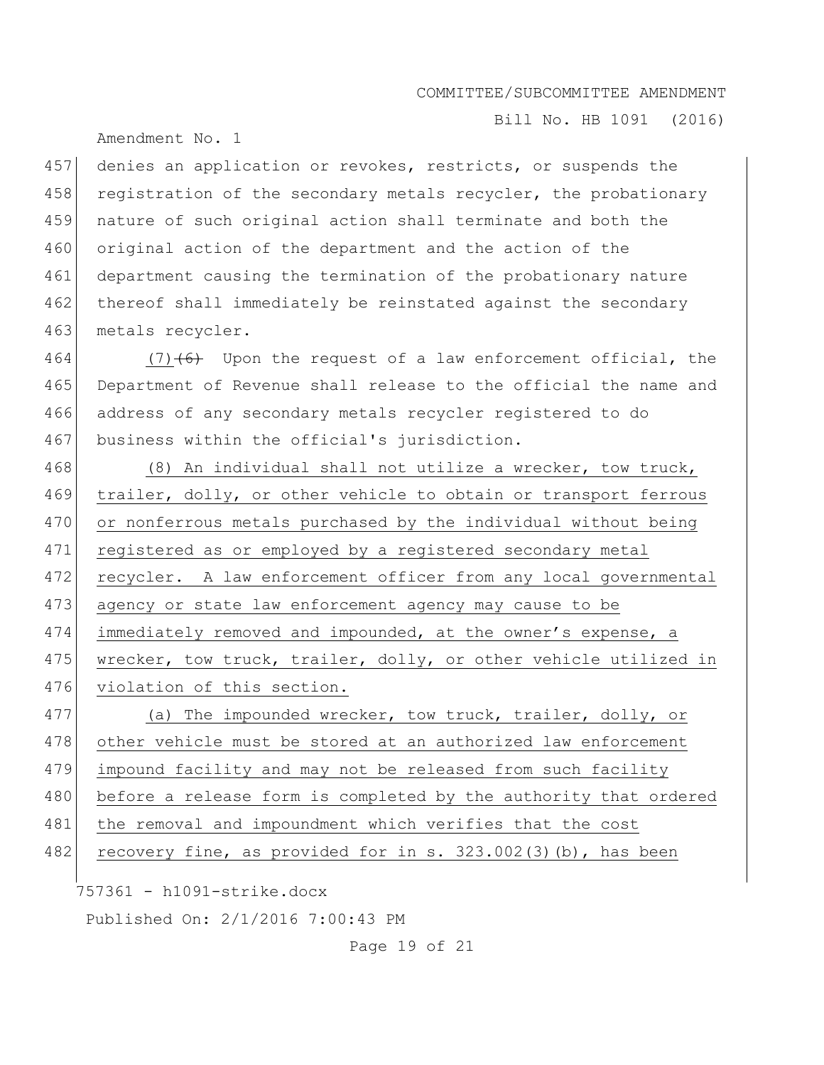denies an application or revokes, restricts, or suspends the registration of the secondary metals recycler, the probationary nature of such original action shall terminate and both the original action of the department and the action of the department causing the termination of the probationary nature thereof shall immediately be reinstated against the secondary metals recycler.

(7) ~~(6)~~ Upon the request of a law enforcement official, the Department of Revenue shall release to the official the name and address of any secondary metals recycler registered to do business within the official's jurisdiction.

(8) An individual shall not utilize a wrecker, tow truck, trailer, dolly, or other vehicle to obtain or transport ferrous or nonferrous metals purchased by the individual without being registered as or employed by a registered secondary metal recycler. A law enforcement officer from any local governmental agency or state law enforcement agency may cause to be immediately removed and impounded, at the owner's expense, a wrecker, tow truck, trailer, dolly, or other vehicle utilized in violation of this section.

(a) The impounded wrecker, tow truck, trailer, dolly, or other vehicle must be stored at an authorized law enforcement impound facility and may not be released from such facility before a release form is completed by the authority that ordered the removal and impoundment which verifies that the cost recovery fine, as provided for in s. 323.002(3)(b), has been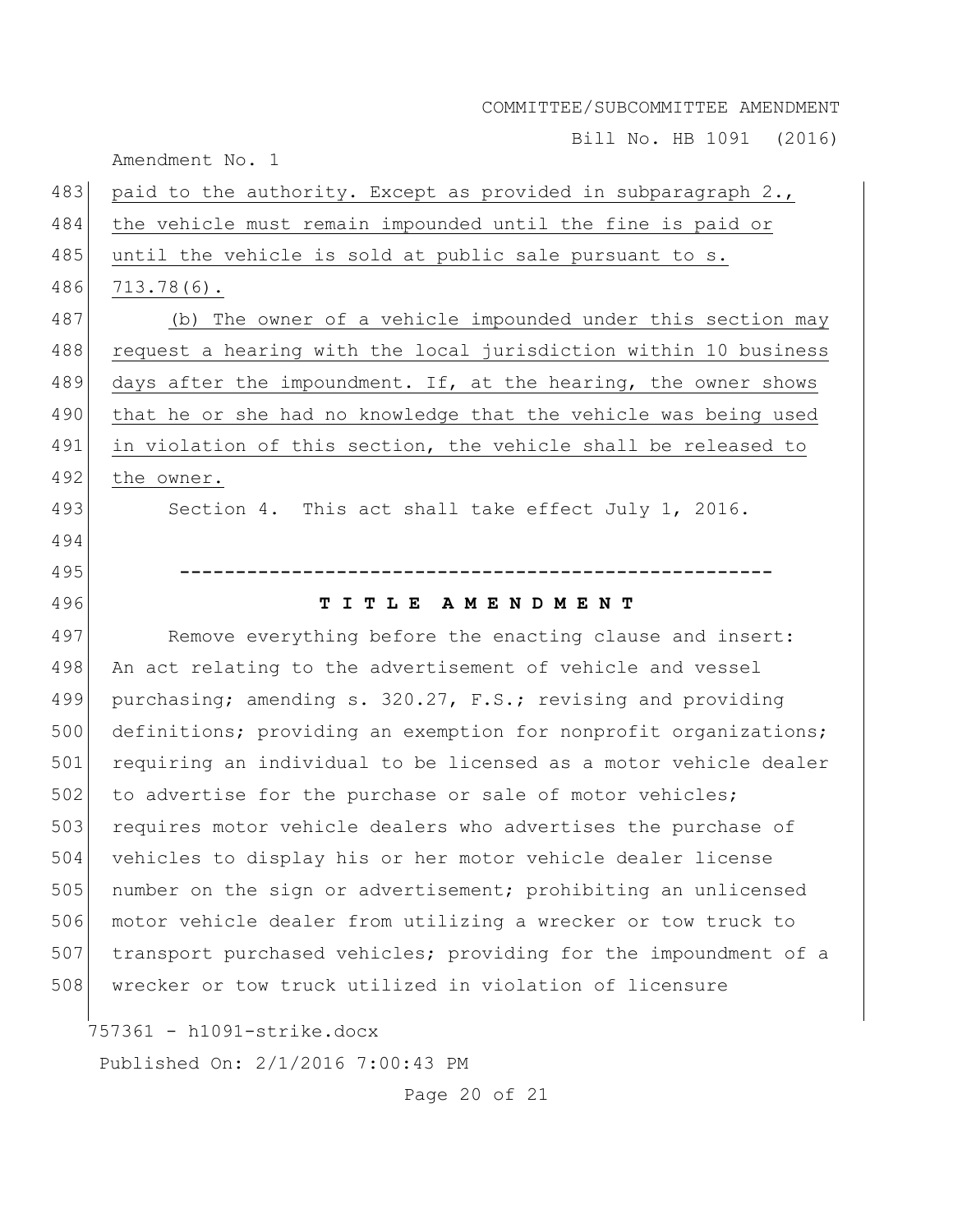paid to the authority. Except as provided in subparagraph 2., the vehicle must remain impounded until the fine is paid or until the vehicle is sold at public sale pursuant to s. 713.78(6).

(b) The owner of a vehicle impounded under this section may request a hearing with the local jurisdiction within 10 business days after the impoundment. If, at the hearing, the owner shows that he or she had no knowledge that the vehicle was being used in violation of this section, the vehicle shall be released to the owner.

Section 4. This act shall take effect July 1, 2016.

-----------------------------------------------------

**T I T L E A M E N D M E N T**

Remove everything before the enacting clause and insert: An act relating to the advertisement of vehicle and vessel purchasing; amending s. 320.27, F.S.; revising and providing definitions; providing an exemption for nonprofit organizations; requiring an individual to be licensed as a motor vehicle dealer to advertise for the purchase or sale of motor vehicles; requires motor vehicle dealers who advertises the purchase of vehicles to display his or her motor vehicle dealer license number on the sign or advertisement; prohibiting an unlicensed motor vehicle dealer from utilizing a wrecker or tow truck to transport purchased vehicles; providing for the impoundment of a wrecker or tow truck utilized in violation of licensure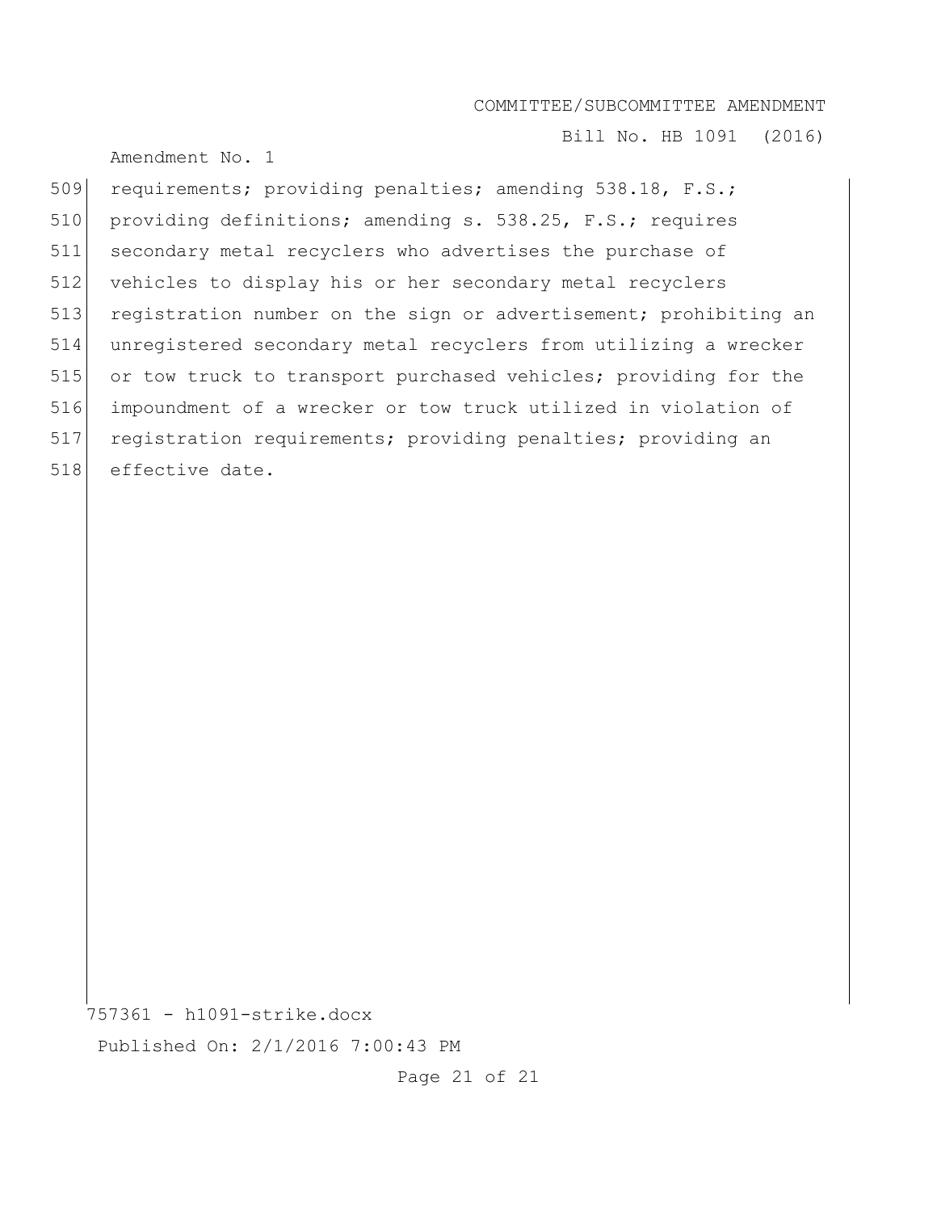509 requirements; providing penalties; amending 538.18, F.S.;
510 providing definitions; amending s. 538.25, F.S.; requires
511 secondary metal recyclers who advertises the purchase of
512 vehicles to display his or her secondary metal recyclers
513 registration number on the sign or advertisement; prohibiting an
514 unregistered secondary metal recyclers from utilizing a wrecker
515 or tow truck to transport purchased vehicles; providing for the
516 impoundment of a wrecker or tow truck utilized in violation of
517 registration requirements; providing penalties; providing an
518 effective date.